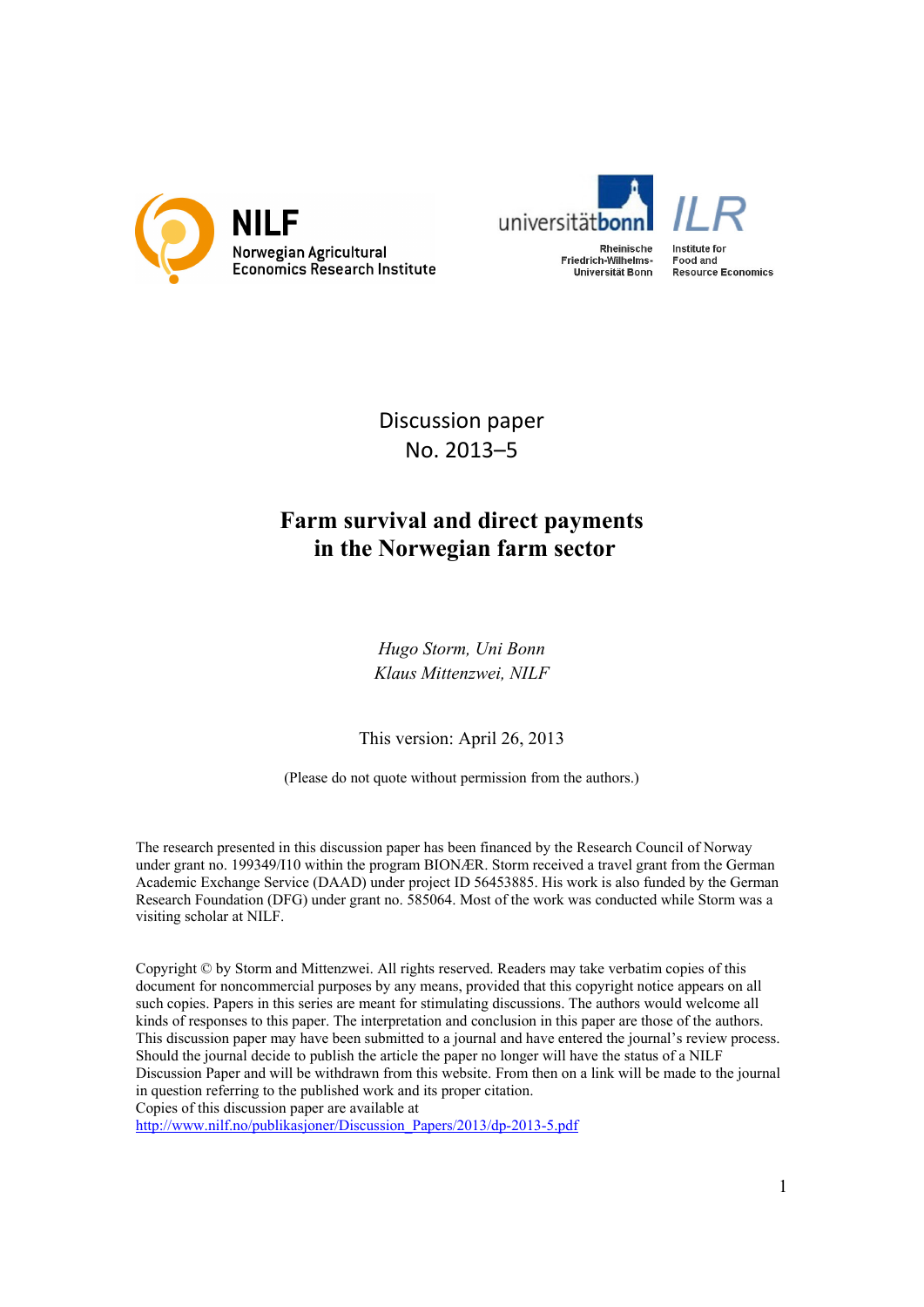NILF
Norwegian Agricultural Economics Research Institute

universitätbonn
Rheinische Friedrich-Wilhelms-Universität Bonn

ILR
Institute for Food and Resource Economics

Discussion paper
No. 2013–5

# Farm survival and direct payments in the Norwegian farm sector

*Hugo Storm, Uni Bonn*
*Klaus Mittenzwei, NILF*

This version: April 26, 2013

(Please do not quote without permission from the authors.)

The research presented in this discussion paper has been financed by the Research Council of Norway under grant no. 199349/I10 within the program BIONÆR. Storm received a travel grant from the German Academic Exchange Service (DAAD) under project ID 56453885. His work is also funded by the German Research Foundation (DFG) under grant no. 585064. Most of the work was conducted while Storm was a visiting scholar at NILF.

Copyright © by Storm and Mittenzwei. All rights reserved. Readers may take verbatim copies of this document for noncommercial purposes by any means, provided that this copyright notice appears on all such copies. Papers in this series are meant for stimulating discussions. The authors would welcome all kinds of responses to this paper. The interpretation and conclusion in this paper are those of the authors. This discussion paper may have been submitted to a journal and have entered the journal's review process. Should the journal decide to publish the article the paper no longer will have the status of a NILF Discussion Paper and will be withdrawn from this website. From then on a link will be made to the journal in question referring to the published work and its proper citation.
Copies of this discussion paper are available at
http://www.nilf.no/publikasjoner/Discussion_Papers/2013/dp-2013-5.pdf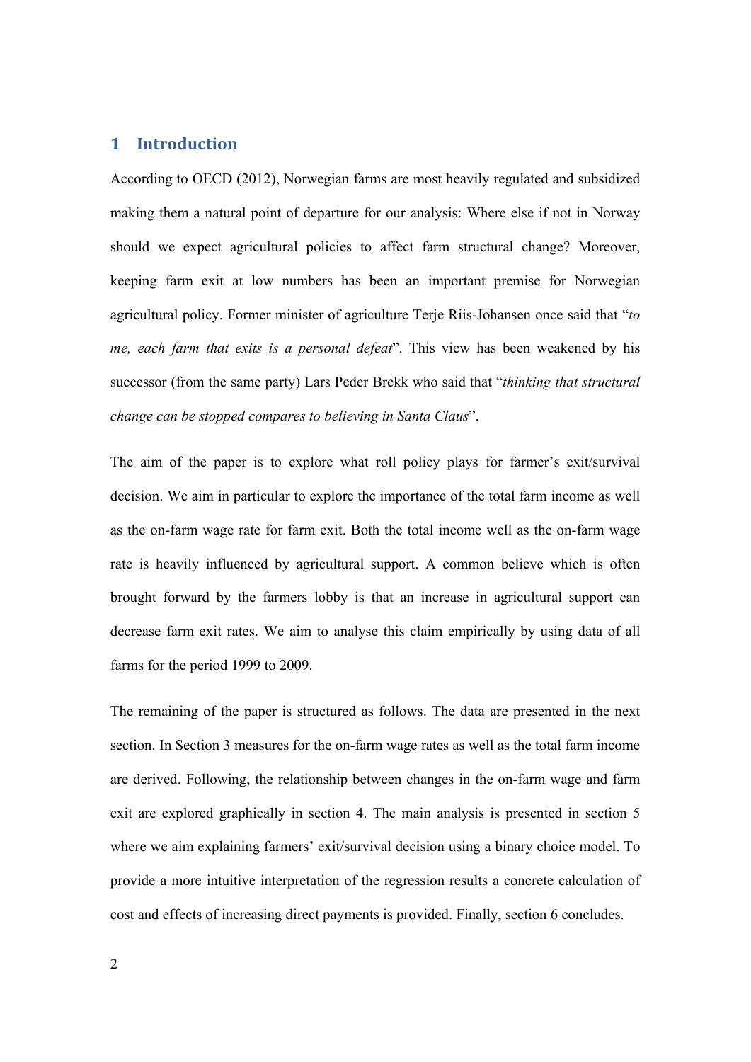## 1 Introduction

According to OECD (2012), Norwegian farms are most heavily regulated and subsidized making them a natural point of departure for our analysis: Where else if not in Norway should we expect agricultural policies to affect farm structural change? Moreover, keeping farm exit at low numbers has been an important premise for Norwegian agricultural policy. Former minister of agriculture Terje Riis-Johansen once said that "*to me, each farm that exits is a personal defeat*". This view has been weakened by his successor (from the same party) Lars Peder Brekk who said that "*thinking that structural change can be stopped compares to believing in Santa Claus*".

The aim of the paper is to explore what roll policy plays for farmer's exit/survival decision. We aim in particular to explore the importance of the total farm income as well as the on-farm wage rate for farm exit. Both the total income well as the on-farm wage rate is heavily influenced by agricultural support. A common believe which is often brought forward by the farmers lobby is that an increase in agricultural support can decrease farm exit rates. We aim to analyse this claim empirically by using data of all farms for the period 1999 to 2009.

The remaining of the paper is structured as follows. The data are presented in the next section. In Section 3 measures for the on-farm wage rates as well as the total farm income are derived. Following, the relationship between changes in the on-farm wage and farm exit are explored graphically in section 4. The main analysis is presented in section 5 where we aim explaining farmers' exit/survival decision using a binary choice model. To provide a more intuitive interpretation of the regression results a concrete calculation of cost and effects of increasing direct payments is provided. Finally, section 6 concludes.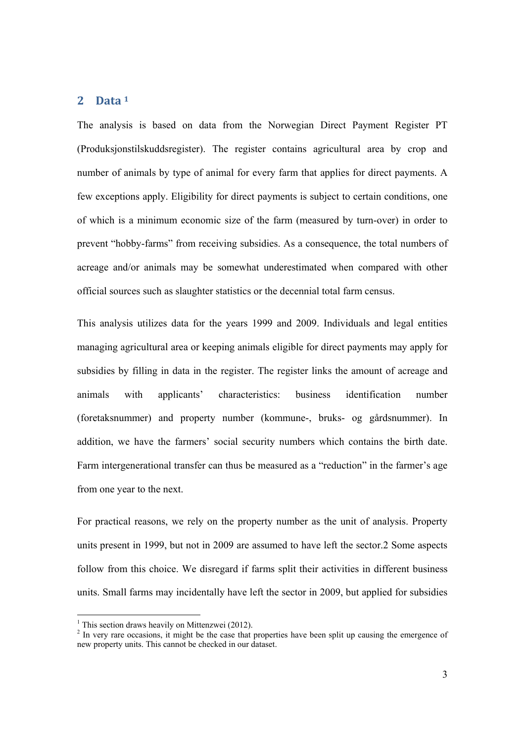## 2 Data [1]

The analysis is based on data from the Norwegian Direct Payment Register PT (Produksjonstilskuddsregister). The register contains agricultural area by crop and number of animals by type of animal for every farm that applies for direct payments. A few exceptions apply. Eligibility for direct payments is subject to certain conditions, one of which is a minimum economic size of the farm (measured by turn-over) in order to prevent "hobby-farms" from receiving subsidies. As a consequence, the total numbers of acreage and/or animals may be somewhat underestimated when compared with other official sources such as slaughter statistics or the decennial total farm census.

This analysis utilizes data for the years 1999 and 2009. Individuals and legal entities managing agricultural area or keeping animals eligible for direct payments may apply for subsidies by filling in data in the register. The register links the amount of acreage and animals with applicants' characteristics: business identification number (foretaksnummer) and property number (kommune-, bruks- og gårdsnummer). In addition, we have the farmers' social security numbers which contains the birth date. Farm intergenerational transfer can thus be measured as a "reduction" in the farmer's age from one year to the next.

For practical reasons, we rely on the property number as the unit of analysis. Property units present in 1999, but not in 2009 are assumed to have left the sector.[2] Some aspects follow from this choice. We disregard if farms split their activities in different business units. Small farms may incidentally have left the sector in 2009, but applied for subsidies

---

[1] This section draws heavily on Mittenzwei (2012).

[2] In very rare occasions, it might be the case that properties have been split up causing the emergence of new property units. This cannot be checked in our dataset.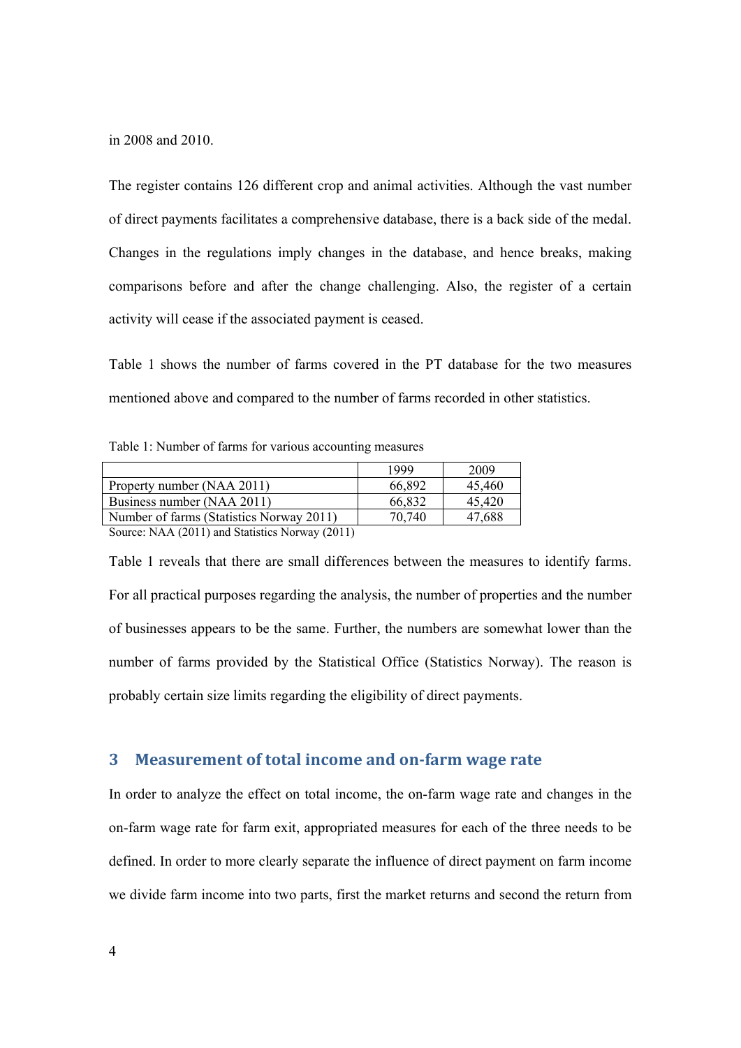in 2008 and 2010.

The register contains 126 different crop and animal activities. Although the vast number of direct payments facilitates a comprehensive database, there is a back side of the medal. Changes in the regulations imply changes in the database, and hence breaks, making comparisons before and after the change challenging. Also, the register of a certain activity will cease if the associated payment is ceased.

Table 1 shows the number of farms covered in the PT database for the two measures mentioned above and compared to the number of farms recorded in other statistics.

Table 1: Number of farms for various accounting measures

| | 1999 | 2009 |
|---|---|---|
| Property number (NAA 2011) | 66,892 | 45,460 |
| Business number (NAA 2011) | 66,832 | 45,420 |
| Number of farms (Statistics Norway 2011) | 70,740 | 47,688 |

Source: NAA (2011) and Statistics Norway (2011)

Table 1 reveals that there are small differences between the measures to identify farms. For all practical purposes regarding the analysis, the number of properties and the number of businesses appears to be the same. Further, the numbers are somewhat lower than the number of farms provided by the Statistical Office (Statistics Norway). The reason is probably certain size limits regarding the eligibility of direct payments.

## 3 Measurement of total income and on-farm wage rate

In order to analyze the effect on total income, the on-farm wage rate and changes in the on-farm wage rate for farm exit, appropriated measures for each of the three needs to be defined. In order to more clearly separate the influence of direct payment on farm income we divide farm income into two parts, first the market returns and second the return from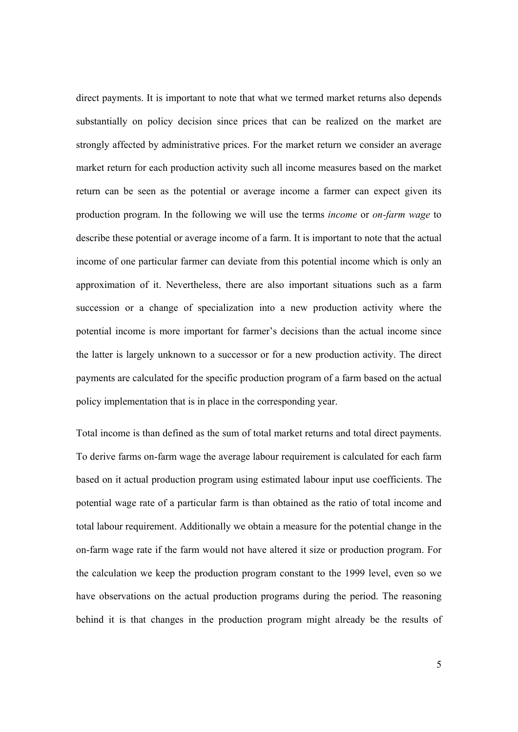direct payments. It is important to note that what we termed market returns also depends substantially on policy decision since prices that can be realized on the market are strongly affected by administrative prices. For the market return we consider an average market return for each production activity such all income measures based on the market return can be seen as the potential or average income a farmer can expect given its production program. In the following we will use the terms *income* or *on-farm wage* to describe these potential or average income of a farm. It is important to note that the actual income of one particular farmer can deviate from this potential income which is only an approximation of it. Nevertheless, there are also important situations such as a farm succession or a change of specialization into a new production activity where the potential income is more important for farmer's decisions than the actual income since the latter is largely unknown to a successor or for a new production activity. The direct payments are calculated for the specific production program of a farm based on the actual policy implementation that is in place in the corresponding year.

Total income is than defined as the sum of total market returns and total direct payments. To derive farms on-farm wage the average labour requirement is calculated for each farm based on it actual production program using estimated labour input use coefficients. The potential wage rate of a particular farm is than obtained as the ratio of total income and total labour requirement. Additionally we obtain a measure for the potential change in the on-farm wage rate if the farm would not have altered it size or production program. For the calculation we keep the production program constant to the 1999 level, even so we have observations on the actual production programs during the period. The reasoning behind it is that changes in the production program might already be the results of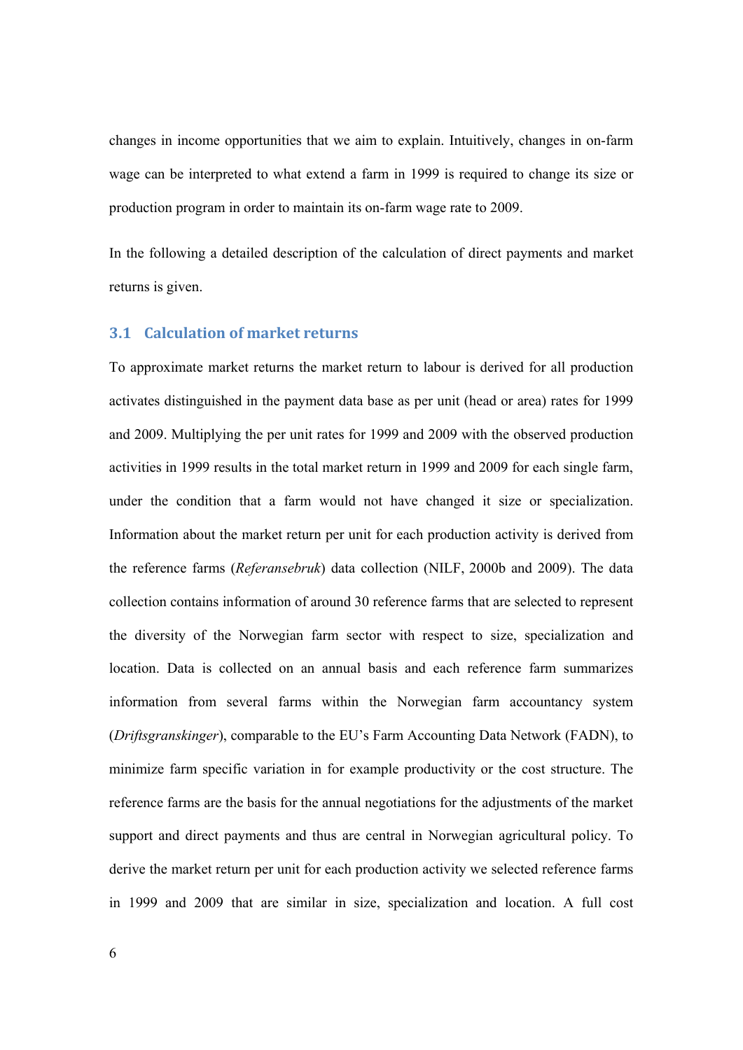changes in income opportunities that we aim to explain. Intuitively, changes in on-farm wage can be interpreted to what extend a farm in 1999 is required to change its size or production program in order to maintain its on-farm wage rate to 2009.

In the following a detailed description of the calculation of direct payments and market returns is given.

## 3.1 Calculation of market returns

To approximate market returns the market return to labour is derived for all production activates distinguished in the payment data base as per unit (head or area) rates for 1999 and 2009. Multiplying the per unit rates for 1999 and 2009 with the observed production activities in 1999 results in the total market return in 1999 and 2009 for each single farm, under the condition that a farm would not have changed it size or specialization. Information about the market return per unit for each production activity is derived from the reference farms (*Referansebruk*) data collection (NILF, 2000b and 2009). The data collection contains information of around 30 reference farms that are selected to represent the diversity of the Norwegian farm sector with respect to size, specialization and location. Data is collected on an annual basis and each reference farm summarizes information from several farms within the Norwegian farm accountancy system (*Driftsgranskinger*), comparable to the EU's Farm Accounting Data Network (FADN), to minimize farm specific variation in for example productivity or the cost structure. The reference farms are the basis for the annual negotiations for the adjustments of the market support and direct payments and thus are central in Norwegian agricultural policy. To derive the market return per unit for each production activity we selected reference farms in 1999 and 2009 that are similar in size, specialization and location. A full cost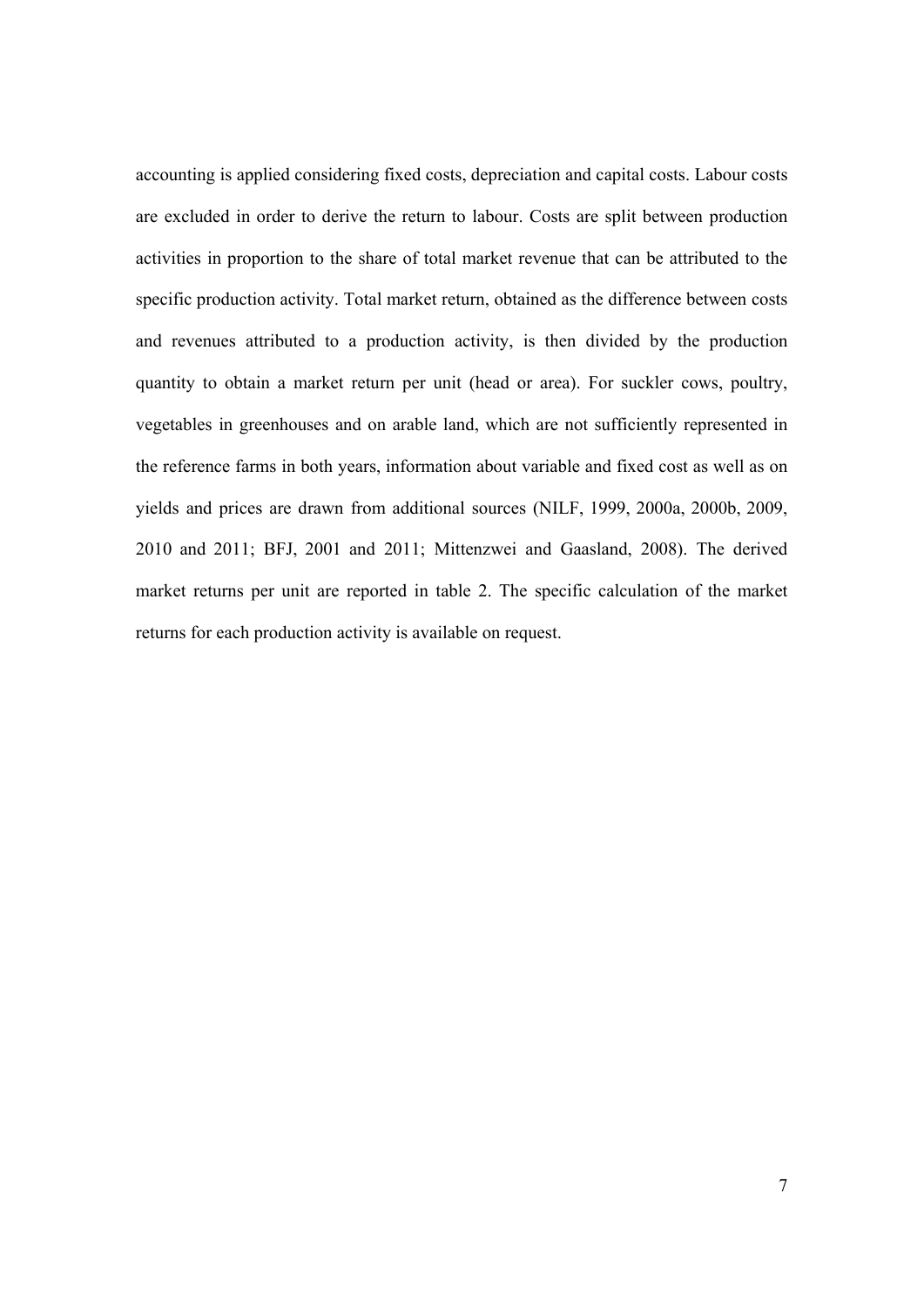accounting is applied considering fixed costs, depreciation and capital costs. Labour costs are excluded in order to derive the return to labour. Costs are split between production activities in proportion to the share of total market revenue that can be attributed to the specific production activity. Total market return, obtained as the difference between costs and revenues attributed to a production activity, is then divided by the production quantity to obtain a market return per unit (head or area). For suckler cows, poultry, vegetables in greenhouses and on arable land, which are not sufficiently represented in the reference farms in both years, information about variable and fixed cost as well as on yields and prices are drawn from additional sources (NILF, 1999, 2000a, 2000b, 2009, 2010 and 2011; BFJ, 2001 and 2011; Mittenzwei and Gaasland, 2008). The derived market returns per unit are reported in table 2. The specific calculation of the market returns for each production activity is available on request.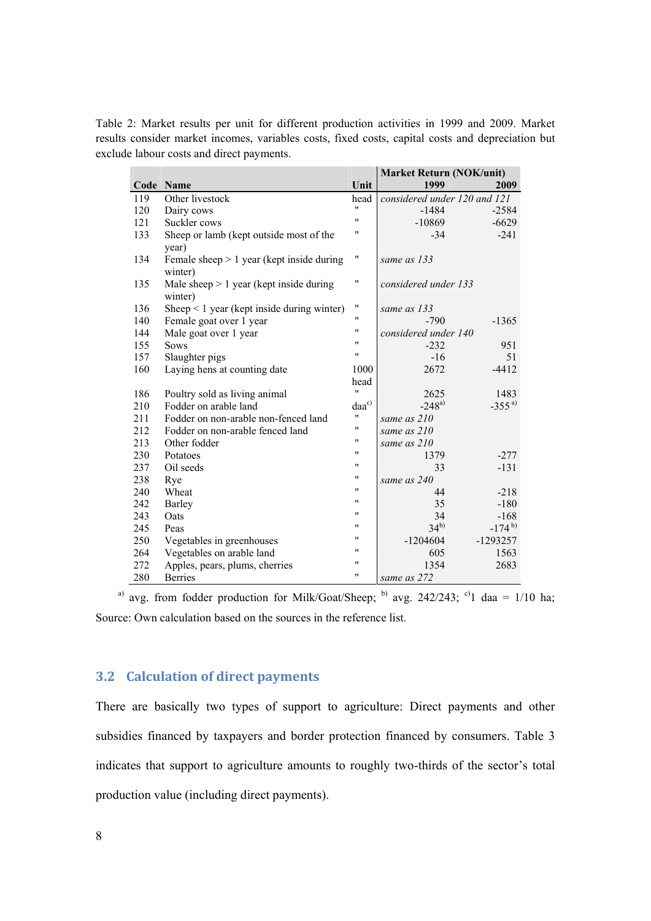Table 2: Market results per unit for different production activities in 1999 and 2009. Market results consider market incomes, variables costs, fixed costs, capital costs and depreciation but exclude labour costs and direct payments.

| Code | Name | Unit | Market Return (NOK/unit) 1999 | 2009 |
|---|---|---|---|---|
| 119 | Other livestock | head | *considered under 120 and 121* | |
| 120 | Dairy cows | " | -1484 | -2584 |
| 121 | Suckler cows | " | -10869 | -6629 |
| 133 | Sheep or lamb (kept outside most of the year) | " | -34 | -241 |
| 134 | Female sheep > 1 year (kept inside during winter) | " | *same as 133* | |
| 135 | Male sheep > 1 year (kept inside during winter) | " | *considered under 133* | |
| 136 | Sheep < 1 year (kept inside during winter) | " | *same as 133* | |
| 140 | Female goat over 1 year | " | -790 | -1365 |
| 144 | Male goat over 1 year | " | *considered under 140* | |
| 155 | Sows | " | -232 | 951 |
| 157 | Slaughter pigs | " | -16 | 51 |
| 160 | Laying hens at counting date | 1000 head | 2672 | -4412 |
| 186 | Poultry sold as living animal | " | 2625 | 1483 |
| 210 | Fodder on arable land | daa[c] | -248[a] | -355[a] |
| 211 | Fodder on non-arable non-fenced land | " | *same as 210* | |
| 212 | Fodder on non-arable fenced land | " | *same as 210* | |
| 213 | Other fodder | " | *same as 210* | |
| 230 | Potatoes | " | 1379 | -277 |
| 237 | Oil seeds | " | 33 | -131 |
| 238 | Rye | " | *same as 240* | |
| 240 | Wheat | " | 44 | -218 |
| 242 | Barley | " | 35 | -180 |
| 243 | Oats | " | 34 | -168 |
| 245 | Peas | " | 34[b] | -174[b] |
| 250 | Vegetables in greenhouses | " | -1204604 | -1293257 |
| 264 | Vegetables on arable land | " | 605 | 1563 |
| 272 | Apples, pears, plums, cherries | " | 1354 | 2683 |
| 280 | Berries | " | *same as 272* | |

[a] avg. from fodder production for Milk/Goat/Sheep; [b] avg. 242/243; [c] 1 daa = 1/10 ha; Source: Own calculation based on the sources in the reference list.

## 3.2 Calculation of direct payments

There are basically two types of support to agriculture: Direct payments and other subsidies financed by taxpayers and border protection financed by consumers. Table 3 indicates that support to agriculture amounts to roughly two-thirds of the sector's total production value (including direct payments).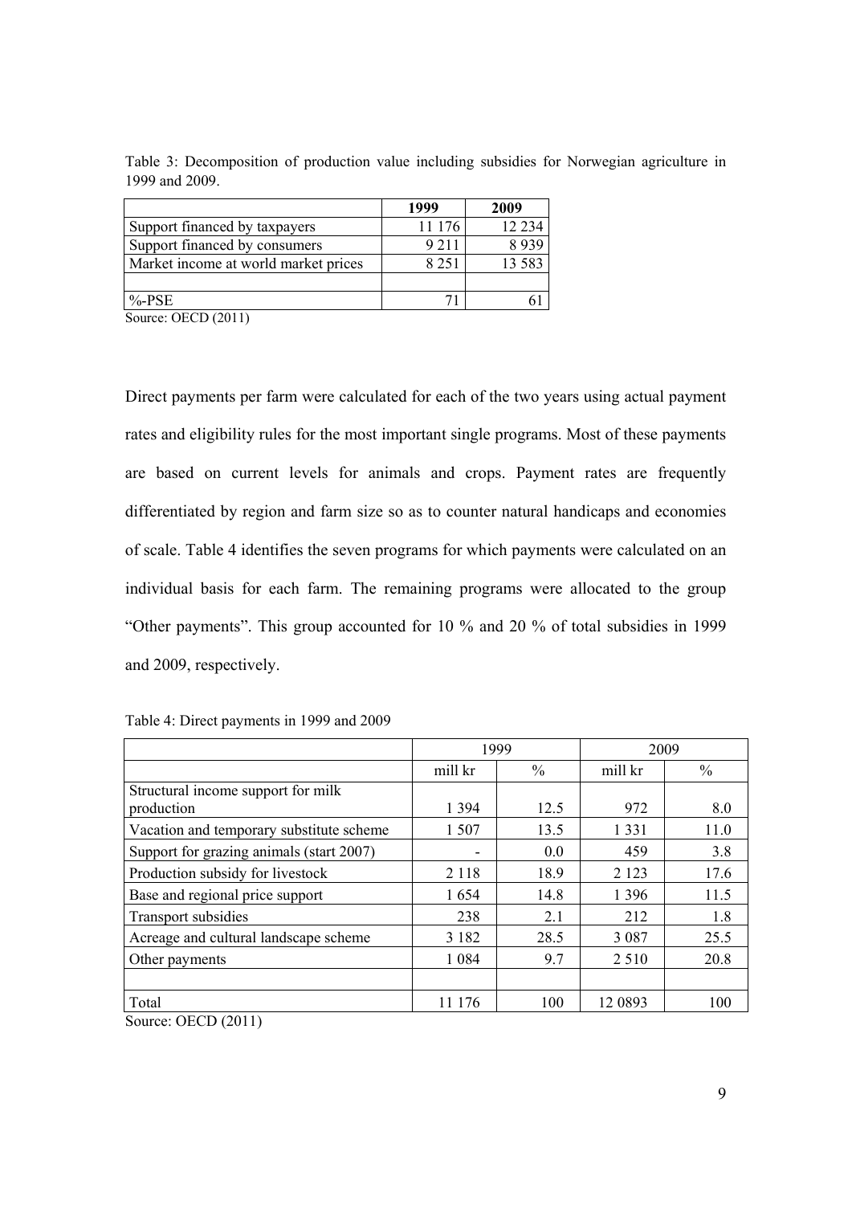Table 3: Decomposition of production value including subsidies for Norwegian agriculture in 1999 and 2009.

| | 1999 | 2009 |
|---|---|---|
| Support financed by taxpayers | 11 176 | 12 234 |
| Support financed by consumers | 9 211 | 8 939 |
| Market income at world market prices | 8 251 | 13 583 |
| | | |
| %-PSE | 71 | 61 |

Source: OECD (2011)

Direct payments per farm were calculated for each of the two years using actual payment rates and eligibility rules for the most important single programs. Most of these payments are based on current levels for animals and crops. Payment rates are frequently differentiated by region and farm size so as to counter natural handicaps and economies of scale. Table 4 identifies the seven programs for which payments were calculated on an individual basis for each farm. The remaining programs were allocated to the group "Other payments". This group accounted for 10 % and 20 % of total subsidies in 1999 and 2009, respectively.

Table 4: Direct payments in 1999 and 2009

| | 1999 | | 2009 | |
|---|---|---|---|---|
| | mill kr | % | mill kr | % |
| Structural income support for milk production | 1 394 | 12.5 | 972 | 8.0 |
| Vacation and temporary substitute scheme | 1 507 | 13.5 | 1 331 | 11.0 |
| Support for grazing animals (start 2007) | - | 0.0 | 459 | 3.8 |
| Production subsidy for livestock | 2 118 | 18.9 | 2 123 | 17.6 |
| Base and regional price support | 1 654 | 14.8 | 1 396 | 11.5 |
| Transport subsidies | 238 | 2.1 | 212 | 1.8 |
| Acreage and cultural landscape scheme | 3 182 | 28.5 | 3 087 | 25.5 |
| Other payments | 1 084 | 9.7 | 2 510 | 20.8 |
| | | | | |
| Total | 11 176 | 100 | 12 0893 | 100 |

Source: OECD (2011)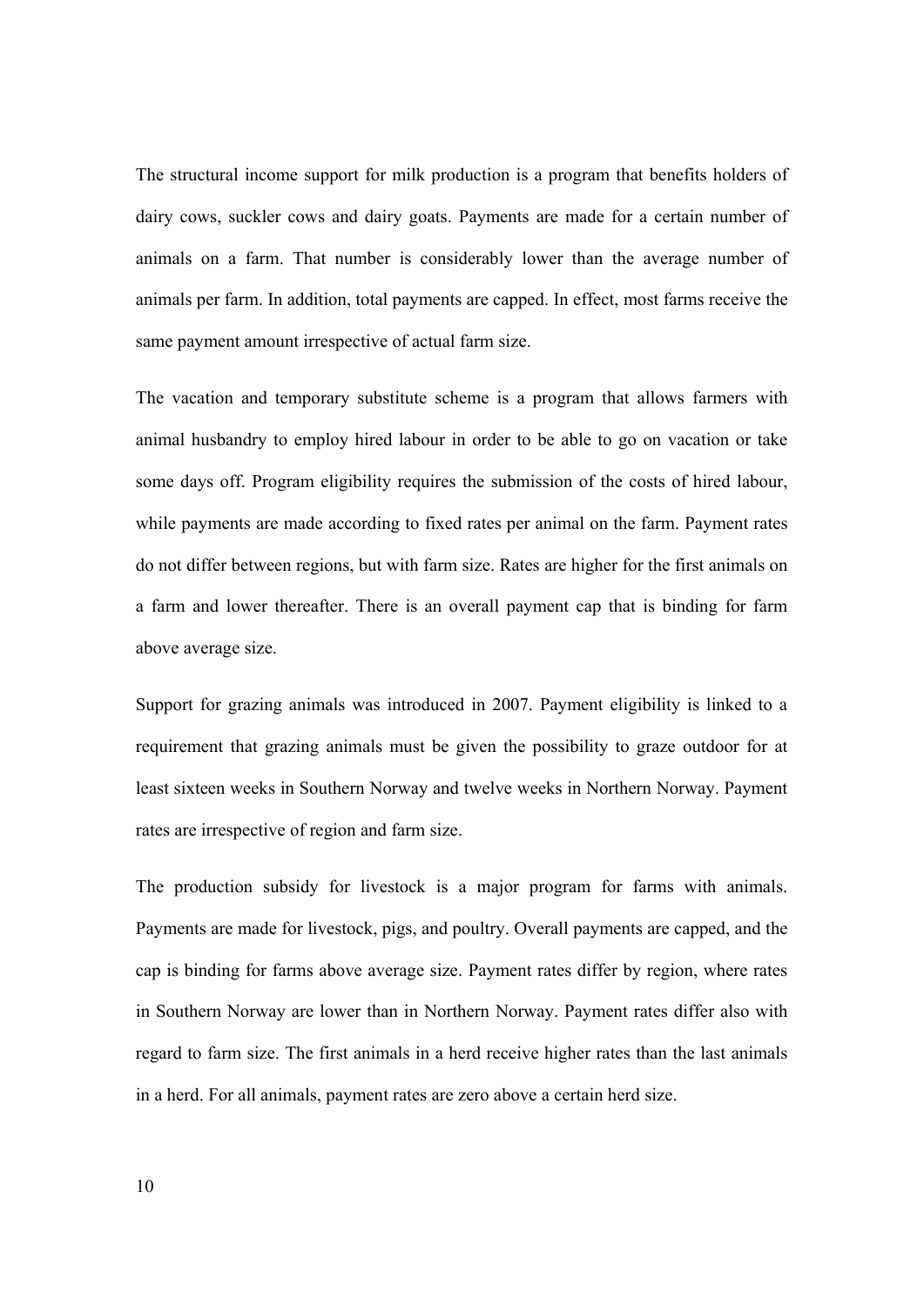The structural income support for milk production is a program that benefits holders of dairy cows, suckler cows and dairy goats. Payments are made for a certain number of animals on a farm. That number is considerably lower than the average number of animals per farm. In addition, total payments are capped. In effect, most farms receive the same payment amount irrespective of actual farm size.

The vacation and temporary substitute scheme is a program that allows farmers with animal husbandry to employ hired labour in order to be able to go on vacation or take some days off. Program eligibility requires the submission of the costs of hired labour, while payments are made according to fixed rates per animal on the farm. Payment rates do not differ between regions, but with farm size. Rates are higher for the first animals on a farm and lower thereafter. There is an overall payment cap that is binding for farm above average size.

Support for grazing animals was introduced in 2007. Payment eligibility is linked to a requirement that grazing animals must be given the possibility to graze outdoor for at least sixteen weeks in Southern Norway and twelve weeks in Northern Norway. Payment rates are irrespective of region and farm size.

The production subsidy for livestock is a major program for farms with animals. Payments are made for livestock, pigs, and poultry. Overall payments are capped, and the cap is binding for farms above average size. Payment rates differ by region, where rates in Southern Norway are lower than in Northern Norway. Payment rates differ also with regard to farm size. The first animals in a herd receive higher rates than the last animals in a herd. For all animals, payment rates are zero above a certain herd size.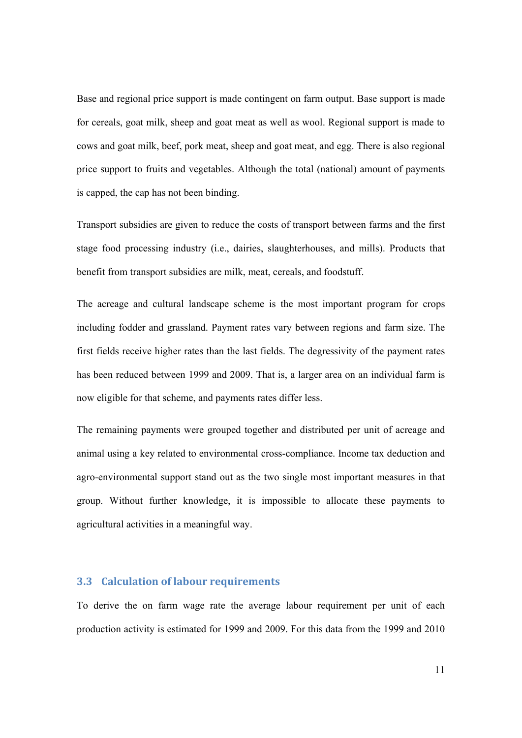Base and regional price support is made contingent on farm output. Base support is made for cereals, goat milk, sheep and goat meat as well as wool. Regional support is made to cows and goat milk, beef, pork meat, sheep and goat meat, and egg. There is also regional price support to fruits and vegetables. Although the total (national) amount of payments is capped, the cap has not been binding.

Transport subsidies are given to reduce the costs of transport between farms and the first stage food processing industry (i.e., dairies, slaughterhouses, and mills). Products that benefit from transport subsidies are milk, meat, cereals, and foodstuff.

The acreage and cultural landscape scheme is the most important program for crops including fodder and grassland. Payment rates vary between regions and farm size. The first fields receive higher rates than the last fields. The degressivity of the payment rates has been reduced between 1999 and 2009. That is, a larger area on an individual farm is now eligible for that scheme, and payments rates differ less.

The remaining payments were grouped together and distributed per unit of acreage and animal using a key related to environmental cross-compliance. Income tax deduction and agro-environmental support stand out as the two single most important measures in that group. Without further knowledge, it is impossible to allocate these payments to agricultural activities in a meaningful way.

### 3.3 Calculation of labour requirements

To derive the on farm wage rate the average labour requirement per unit of each production activity is estimated for 1999 and 2009. For this data from the 1999 and 2010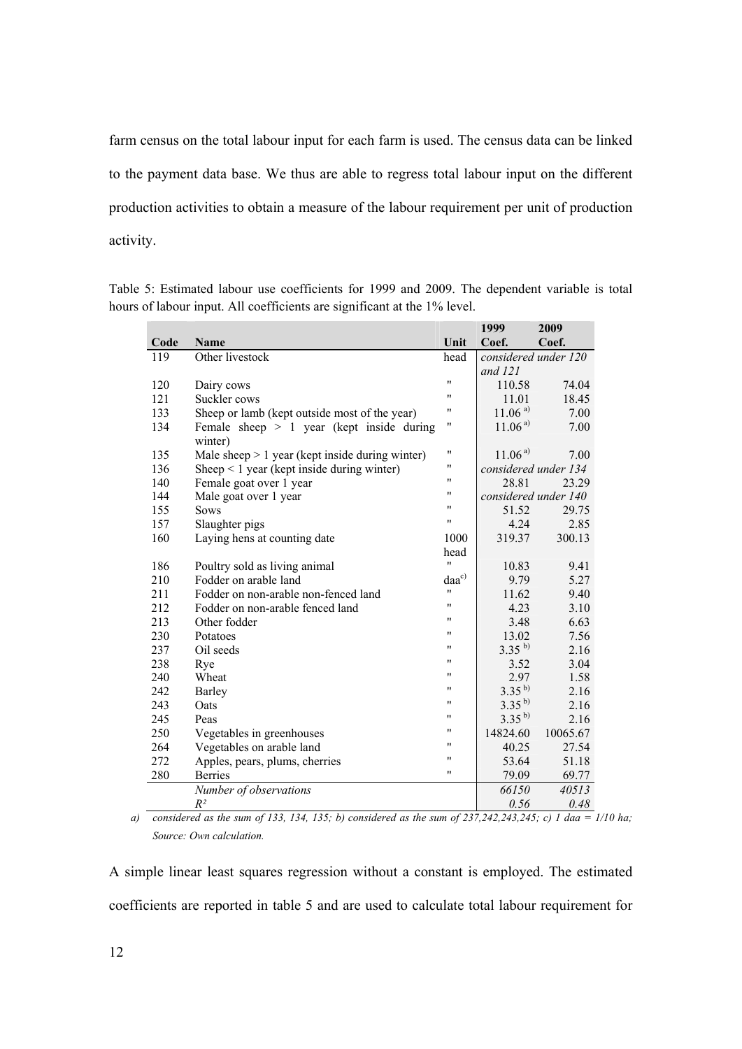farm census on the total labour input for each farm is used. The census data can be linked to the payment data base. We thus are able to regress total labour input on the different production activities to obtain a measure of the labour requirement per unit of production activity.

Table 5: Estimated labour use coefficients for 1999 and 2009. The dependent variable is total hours of labour input. All coefficients are significant at the 1% level.

| Code | Name | Unit | 1999 Coef. | 2009 Coef. |
|---|---|---|---|---|
| 119 | Other livestock | head | *considered under 120 and 121* | |
| 120 | Dairy cows | " | 110.58 | 74.04 |
| 121 | Suckler cows | " | 11.01 | 18.45 |
| 133 | Sheep or lamb (kept outside most of the year) | " | 11.06 [a)] | 7.00 |
| 134 | Female sheep > 1 year (kept inside during winter) | " | 11.06 [a)] | 7.00 |
| 135 | Male sheep > 1 year (kept inside during winter) | " | 11.06 [a)] | 7.00 |
| 136 | Sheep < 1 year (kept inside during winter) | " | *considered under 134* | |
| 140 | Female goat over 1 year | " | 28.81 | 23.29 |
| 144 | Male goat over 1 year | " | *considered under 140* | |
| 155 | Sows | " | 51.52 | 29.75 |
| 157 | Slaughter pigs | " | 4.24 | 2.85 |
| 160 | Laying hens at counting date | 1000 head | 319.37 | 300.13 |
| 186 | Poultry sold as living animal | " | 10.83 | 9.41 |
| 210 | Fodder on arable land | daa [c)] | 9.79 | 5.27 |
| 211 | Fodder on non-arable non-fenced land | " | 11.62 | 9.40 |
| 212 | Fodder on non-arable fenced land | " | 4.23 | 3.10 |
| 213 | Other fodder | " | 3.48 | 6.63 |
| 230 | Potatoes | " | 13.02 | 7.56 |
| 237 | Oil seeds | " | 3.35 [b)] | 2.16 |
| 238 | Rye | " | 3.52 | 3.04 |
| 240 | Wheat | " | 2.97 | 1.58 |
| 242 | Barley | " | 3.35 [b)] | 2.16 |
| 243 | Oats | " | 3.35 [b)] | 2.16 |
| 245 | Peas | " | 3.35 [b)] | 2.16 |
| 250 | Vegetables in greenhouses | " | 14824.60 | 10065.67 |
| 264 | Vegetables on arable land | " | 40.25 | 27.54 |
| 272 | Apples, pears, plums, cherries | " | 53.64 | 51.18 |
| 280 | Berries | " | 79.09 | 69.77 |
| | *Number of observations* | | *66150* | *40513* |
| | *$R^2$* | | *0.56* | *0.48* |

*a) considered as the sum of 133, 134, 135; b) considered as the sum of 237,242,243,245; c) 1 daa = 1/10 ha; Source: Own calculation.*

A simple linear least squares regression without a constant is employed. The estimated coefficients are reported in table 5 and are used to calculate total labour requirement for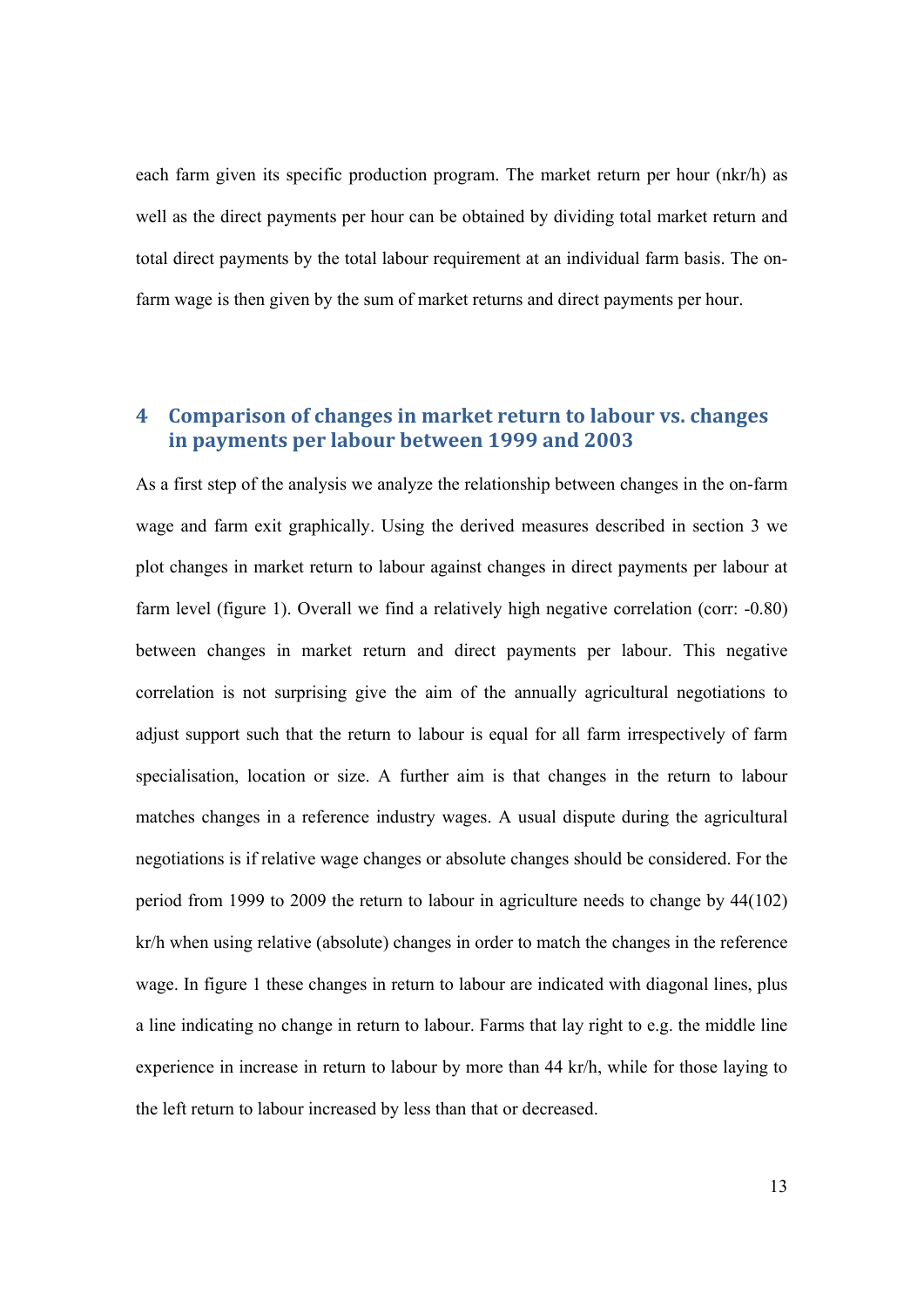each farm given its specific production program. The market return per hour (nkr/h) as well as the direct payments per hour can be obtained by dividing total market return and total direct payments by the total labour requirement at an individual farm basis. The on-farm wage is then given by the sum of market returns and direct payments per hour.

## 4 Comparison of changes in market return to labour vs. changes in payments per labour between 1999 and 2003

As a first step of the analysis we analyze the relationship between changes in the on-farm wage and farm exit graphically. Using the derived measures described in section 3 we plot changes in market return to labour against changes in direct payments per labour at farm level (figure 1). Overall we find a relatively high negative correlation (corr: -0.80) between changes in market return and direct payments per labour. This negative correlation is not surprising give the aim of the annually agricultural negotiations to adjust support such that the return to labour is equal for all farm irrespectively of farm specialisation, location or size. A further aim is that changes in the return to labour matches changes in a reference industry wages. A usual dispute during the agricultural negotiations is if relative wage changes or absolute changes should be considered. For the period from 1999 to 2009 the return to labour in agriculture needs to change by 44(102) kr/h when using relative (absolute) changes in order to match the changes in the reference wage. In figure 1 these changes in return to labour are indicated with diagonal lines, plus a line indicating no change in return to labour. Farms that lay right to e.g. the middle line experience in increase in return to labour by more than 44 kr/h, while for those laying to the left return to labour increased by less than that or decreased.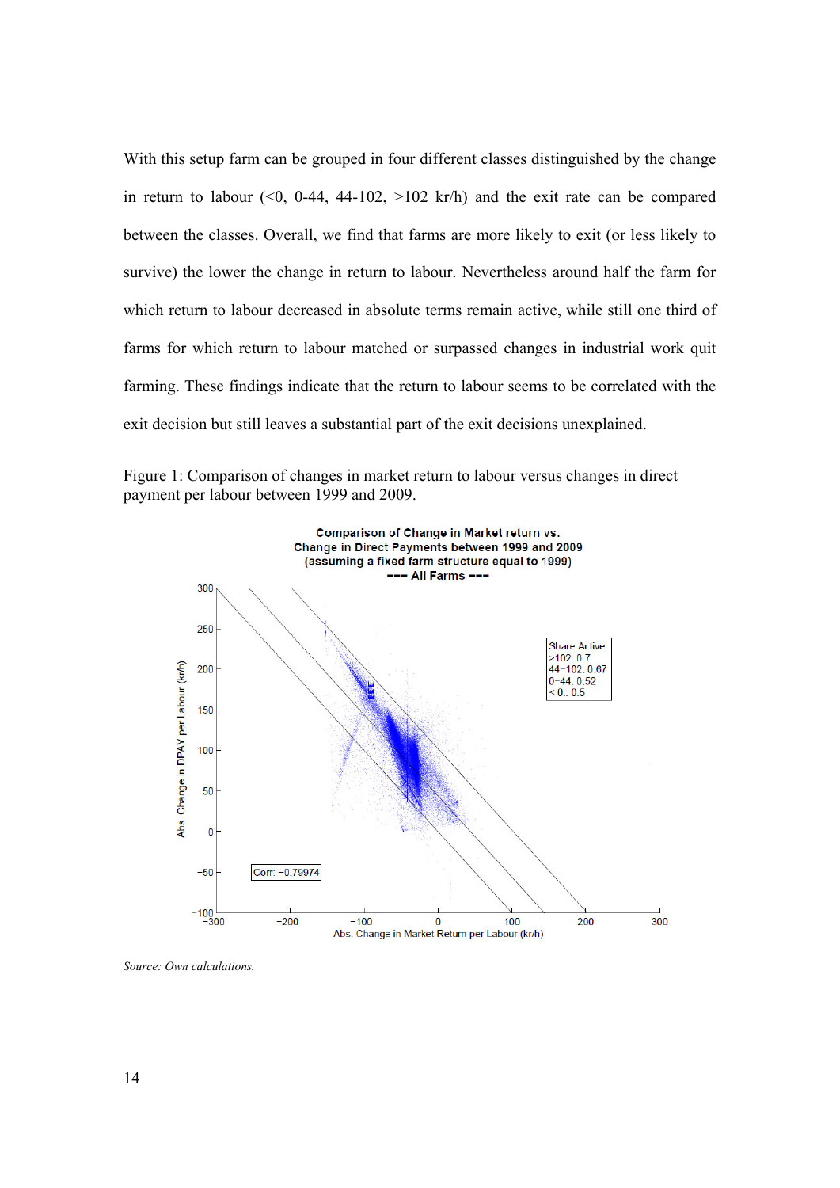With this setup farm can be grouped in four different classes distinguished by the change in return to labour (<0, 0-44, 44-102, >102 kr/h) and the exit rate can be compared between the classes. Overall, we find that farms are more likely to exit (or less likely to survive) the lower the change in return to labour. Nevertheless around half the farm for which return to labour decreased in absolute terms remain active, while still one third of farms for which return to labour matched or surpassed changes in industrial work quit farming. These findings indicate that the return to labour seems to be correlated with the exit decision but still leaves a substantial part of the exit decisions unexplained.

Figure 1: Comparison of changes in market return to labour versus changes in direct payment per labour between 1999 and 2009.

*Source: Own calculations.*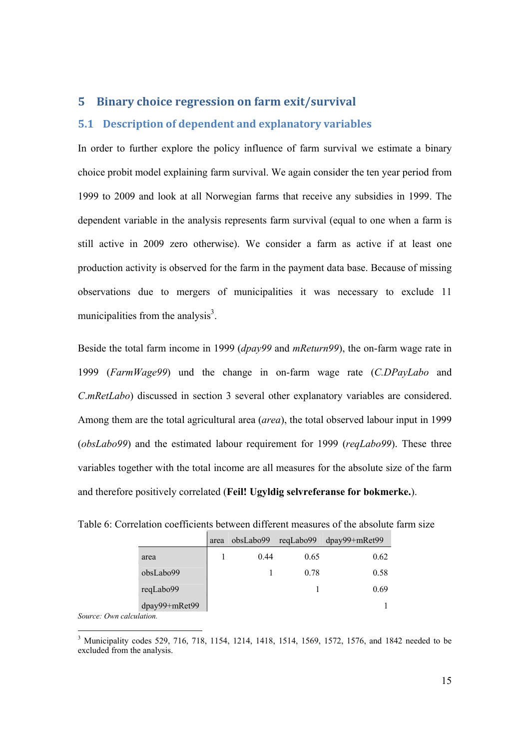# 5 Binary choice regression on farm exit/survival

## 5.1 Description of dependent and explanatory variables

In order to further explore the policy influence of farm survival we estimate a binary choice probit model explaining farm survival. We again consider the ten year period from 1999 to 2009 and look at all Norwegian farms that receive any subsidies in 1999. The dependent variable in the analysis represents farm survival (equal to one when a farm is still active in 2009 zero otherwise). We consider a farm as active if at least one production activity is observed for the farm in the payment data base. Because of missing observations due to mergers of municipalities it was necessary to exclude 11 municipalities from the analysis[3].

Beside the total farm income in 1999 (*dpay99* and *mReturn99*), the on-farm wage rate in 1999 (*FarmWage99*) und the change in on-farm wage rate (*C.DPayLabo* and *C.mRetLabo*) discussed in section 3 several other explanatory variables are considered. Among them are the total agricultural area (*area*), the total observed labour input in 1999 (*obsLabo99*) and the estimated labour requirement for 1999 (*reqLabo99*). These three variables together with the total income are all measures for the absolute size of the farm and therefore positively correlated (**Feil! Ugyldig selvreferanse for bokmerke.**).

Table 6: Correlation coefficients between different measures of the absolute farm size

| | area | obsLabo99 | reqLabo99 | dpay99+mRet99 |
|---|---|---|---|---|
| area | 1 | 0.44 | 0.65 | 0.62 |
| obsLabo99 | | 1 | 0.78 | 0.58 |
| reqLabo99 | | | 1 | 0.69 |
| dpay99+mRet99 | | | | 1 |

*Source: Own calculation.*

---

[3] Municipality codes 529, 716, 718, 1154, 1214, 1418, 1514, 1569, 1572, 1576, and 1842 needed to be excluded from the analysis.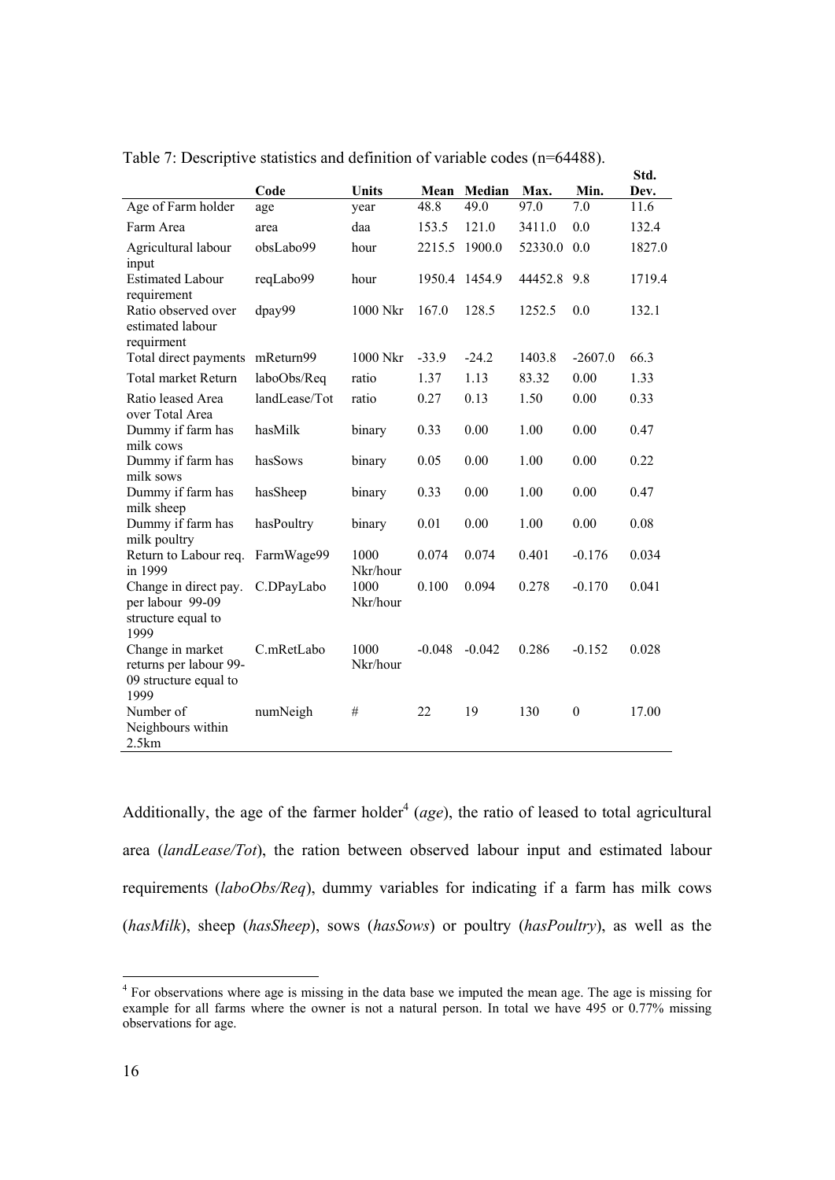Table 7: Descriptive statistics and definition of variable codes (n=64488).

| | Code | Units | Mean | Median | Max. | Min. | Std. Dev. |
|---|---|---|---|---|---|---|---|
| Age of Farm holder | age | year | 48.8 | 49.0 | 97.0 | 7.0 | 11.6 |
| Farm Area | area | daa | 153.5 | 121.0 | 3411.0 | 0.0 | 132.4 |
| Agricultural labour input | obsLabo99 | hour | 2215.5 | 1900.0 | 52330.0 | 0.0 | 1827.0 |
| Estimated Labour requirement | reqLabo99 | hour | 1950.4 | 1454.9 | 44452.8 | 9.8 | 1719.4 |
| Ratio observed over estimated labour requirment | dpay99 | 1000 Nkr | 167.0 | 128.5 | 1252.5 | 0.0 | 132.1 |
| Total direct payments | mReturn99 | 1000 Nkr | -33.9 | -24.2 | 1403.8 | -2607.0 | 66.3 |
| Total market Return | laboObs/Req | ratio | 1.37 | 1.13 | 83.32 | 0.00 | 1.33 |
| Ratio leased Area over Total Area | landLease/Tot | ratio | 0.27 | 0.13 | 1.50 | 0.00 | 0.33 |
| Dummy if farm has milk cows | hasMilk | binary | 0.33 | 0.00 | 1.00 | 0.00 | 0.47 |
| Dummy if farm has milk sows | hasSows | binary | 0.05 | 0.00 | 1.00 | 0.00 | 0.22 |
| Dummy if farm has milk sheep | hasSheep | binary | 0.33 | 0.00 | 1.00 | 0.00 | 0.47 |
| Dummy if farm has milk poultry | hasPoultry | binary | 0.01 | 0.00 | 1.00 | 0.00 | 0.08 |
| Return to Labour req. in 1999 | FarmWage99 | 1000 Nkr/hour | 0.074 | 0.074 | 0.401 | -0.176 | 0.034 |
| Change in direct pay. per labour 99-09 structure equal to 1999 | C.DPayLabo | 1000 Nkr/hour | 0.100 | 0.094 | 0.278 | -0.170 | 0.041 |
| Change in market returns per labour 99-09 structure equal to 1999 | C.mRetLabo | 1000 Nkr/hour | -0.048 | -0.042 | 0.286 | -0.152 | 0.028 |
| Number of Neighbours within 2.5km | numNeigh | # | 22 | 19 | 130 | 0 | 17.00 |

Additionally, the age of the farmer holder[4] (*age*), the ratio of leased to total agricultural area (*landLease/Tot*), the ration between observed labour input and estimated labour requirements (*laboObs/Req*), dummy variables for indicating if a farm has milk cows (*hasMilk*), sheep (*hasSheep*), sows (*hasSows*) or poultry (*hasPoultry*), as well as the

[4] For observations where age is missing in the data base we imputed the mean age. The age is missing for example for all farms where the owner is not a natural person. In total we have 495 or 0.77% missing observations for age.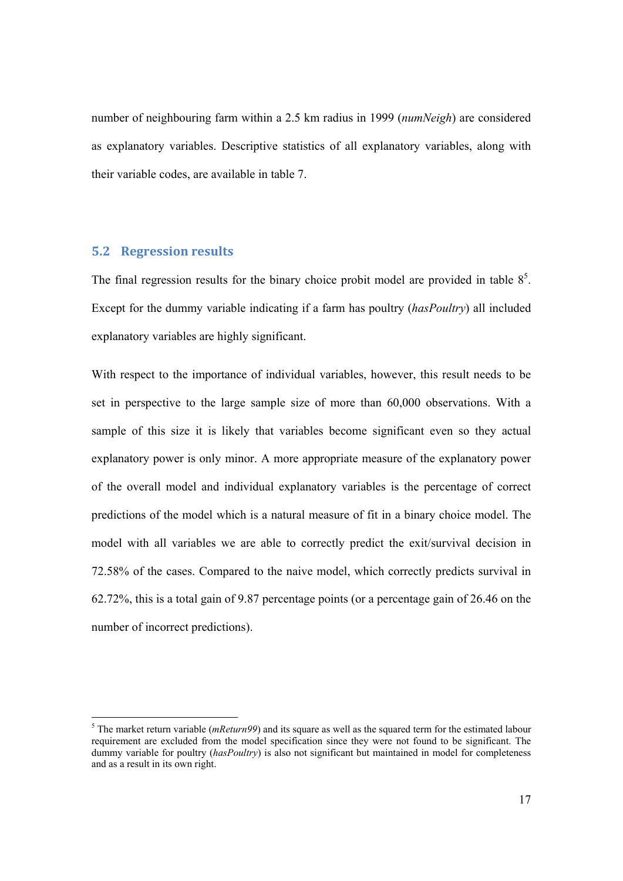number of neighbouring farm within a 2.5 km radius in 1999 (*numNeigh*) are considered as explanatory variables. Descriptive statistics of all explanatory variables, along with their variable codes, are available in table 7.

## 5.2 Regression results

The final regression results for the binary choice probit model are provided in table 8[5]. Except for the dummy variable indicating if a farm has poultry (*hasPoultry*) all included explanatory variables are highly significant.

With respect to the importance of individual variables, however, this result needs to be set in perspective to the large sample size of more than 60,000 observations. With a sample of this size it is likely that variables become significant even so they actual explanatory power is only minor. A more appropriate measure of the explanatory power of the overall model and individual explanatory variables is the percentage of correct predictions of the model which is a natural measure of fit in a binary choice model. The model with all variables we are able to correctly predict the exit/survival decision in 72.58% of the cases. Compared to the naive model, which correctly predicts survival in 62.72%, this is a total gain of 9.87 percentage points (or a percentage gain of 26.46 on the number of incorrect predictions).

[5] The market return variable (*mReturn99*) and its square as well as the squared term for the estimated labour requirement are excluded from the model specification since they were not found to be significant. The dummy variable for poultry (*hasPoultry*) is also not significant but maintained in model for completeness and as a result in its own right.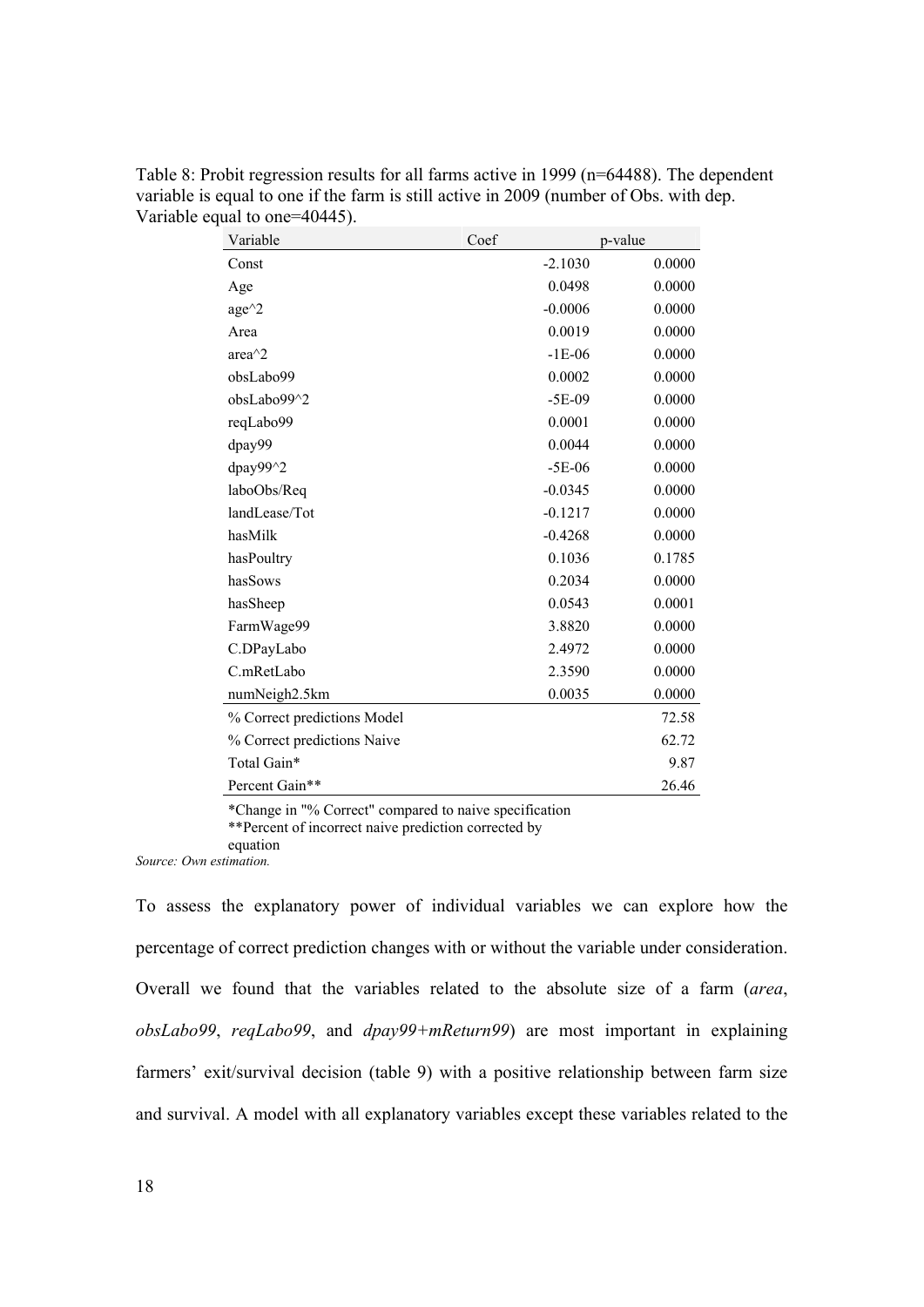Table 8: Probit regression results for all farms active in 1999 (n=64488). The dependent variable is equal to one if the farm is still active in 2009 (number of Obs. with dep. Variable equal to one=40445).

| Variable | Coef | p-value |
|---|---|---|
| Const | -2.1030 | 0.0000 |
| Age | 0.0498 | 0.0000 |
| age^2 | -0.0006 | 0.0000 |
| Area | 0.0019 | 0.0000 |
| area^2 | -1E-06 | 0.0000 |
| obsLabo99 | 0.0002 | 0.0000 |
| obsLabo99^2 | -5E-09 | 0.0000 |
| reqLabo99 | 0.0001 | 0.0000 |
| dpay99 | 0.0044 | 0.0000 |
| dpay99^2 | -5E-06 | 0.0000 |
| laboObs/Req | -0.0345 | 0.0000 |
| landLease/Tot | -0.1217 | 0.0000 |
| hasMilk | -0.4268 | 0.0000 |
| hasPoultry | 0.1036 | 0.1785 |
| hasSows | 0.2034 | 0.0000 |
| hasSheep | 0.0543 | 0.0001 |
| FarmWage99 | 3.8820 | 0.0000 |
| C.DPayLabo | 2.4972 | 0.0000 |
| C.mRetLabo | 2.3590 | 0.0000 |
| numNeigh2.5km | 0.0035 | 0.0000 |
| % Correct predictions Model | | 72.58 |
| % Correct predictions Naive | | 62.72 |
| Total Gain* | | 9.87 |
| Percent Gain** | | 26.46 |

*Change in "% Correct" compared to naive specification
**Percent of incorrect naive prediction corrected by equation

*Source: Own estimation.*

To assess the explanatory power of individual variables we can explore how the percentage of correct prediction changes with or without the variable under consideration. Overall we found that the variables related to the absolute size of a farm (*area*, *obsLabo99*, *reqLabo99*, and *dpay99+mReturn99*) are most important in explaining farmers' exit/survival decision (table 9) with a positive relationship between farm size and survival. A model with all explanatory variables except these variables related to the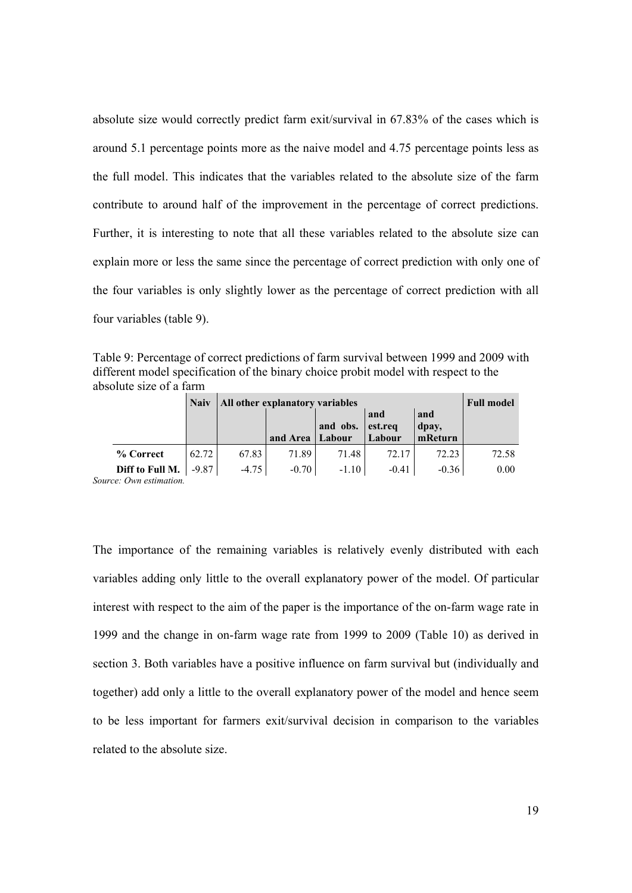absolute size would correctly predict farm exit/survival in 67.83% of the cases which is around 5.1 percentage points more as the naive model and 4.75 percentage points less as the full model. This indicates that the variables related to the absolute size of the farm contribute to around half of the improvement in the percentage of correct predictions. Further, it is interesting to note that all these variables related to the absolute size can explain more or less the same since the percentage of correct prediction with only one of the four variables is only slightly lower as the percentage of correct prediction with all four variables (table 9).

Table 9: Percentage of correct predictions of farm survival between 1999 and 2009 with different model specification of the binary choice probit model with respect to the absolute size of a farm

| | **Naiv** | **All other explanatory variables** | | | | | **Full model** |
|---|---|---|---|---|---|---|---|
| | | | **and Area** | **and obs. Labour** | **and est.req Labour** | **and dpay, mReturn** | |
| **% Correct** | 62.72 | 67.83 | 71.89 | 71.48 | 72.17 | 72.23 | 72.58 |
| **Diff to Full M.** | -9.87 | -4.75 | -0.70 | -1.10 | -0.41 | -0.36 | 0.00 |

*Source: Own estimation.*

The importance of the remaining variables is relatively evenly distributed with each variables adding only little to the overall explanatory power of the model. Of particular interest with respect to the aim of the paper is the importance of the on-farm wage rate in 1999 and the change in on-farm wage rate from 1999 to 2009 (Table 10) as derived in section 3. Both variables have a positive influence on farm survival but (individually and together) add only a little to the overall explanatory power of the model and hence seem to be less important for farmers exit/survival decision in comparison to the variables related to the absolute size.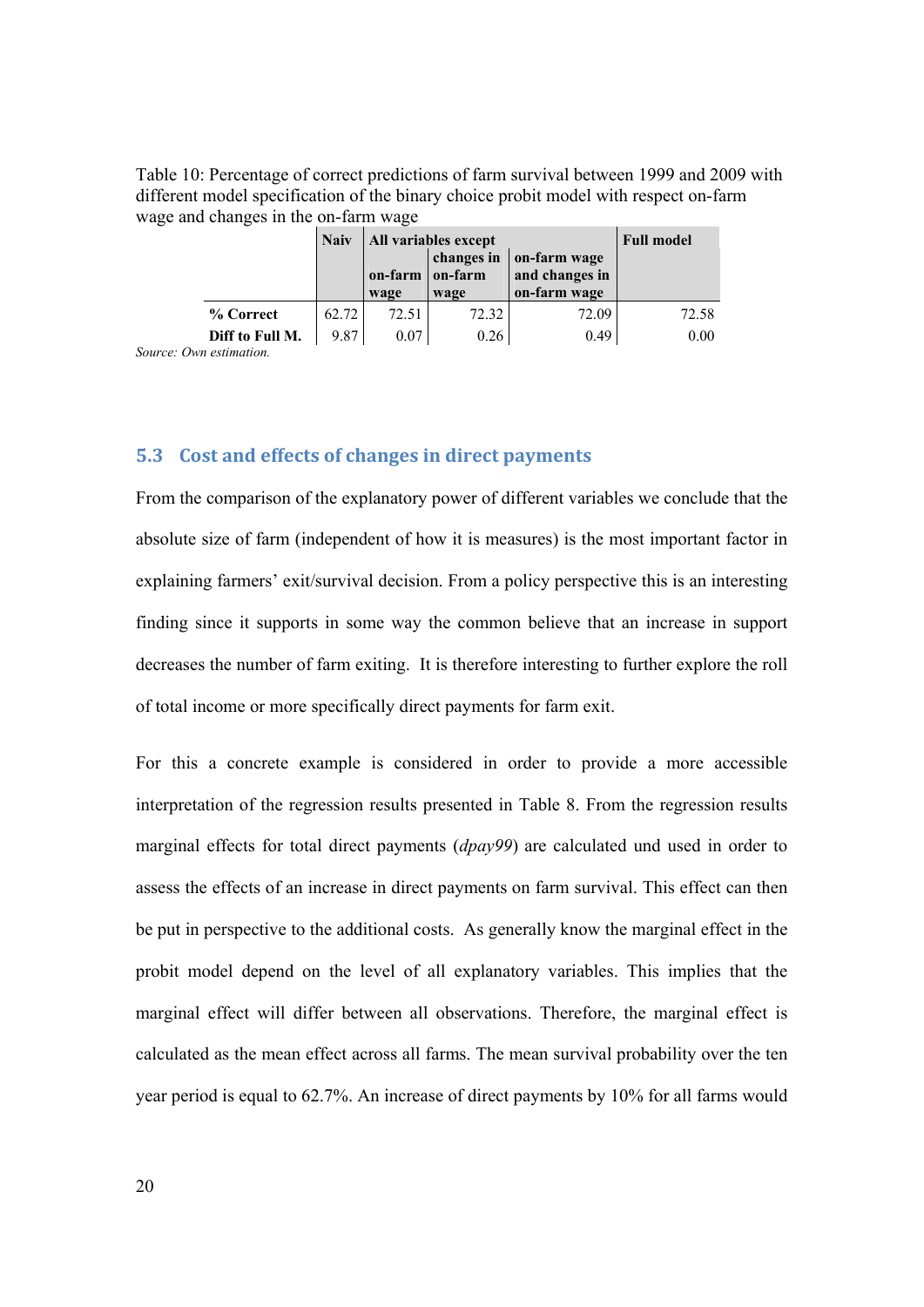Table 10: Percentage of correct predictions of farm survival between 1999 and 2009 with different model specification of the binary choice probit model with respect on-farm wage and changes in the on-farm wage

| | Naiv | All variables except | | | Full model |
|---|---|---|---|---|---|
| | | on-farm wage | changes in on-farm wage | on-farm wage and changes in on-farm wage | |
| **% Correct** | 62.72 | 72.51 | 72.32 | 72.09 | 72.58 |
| **Diff to Full M.** | 9.87 | 0.07 | 0.26 | 0.49 | 0.00 |

*Source: Own estimation.*

## 5.3 Cost and effects of changes in direct payments

From the comparison of the explanatory power of different variables we conclude that the absolute size of farm (independent of how it is measures) is the most important factor in explaining farmers' exit/survival decision. From a policy perspective this is an interesting finding since it supports in some way the common believe that an increase in support decreases the number of farm exiting. It is therefore interesting to further explore the roll of total income or more specifically direct payments for farm exit.

For this a concrete example is considered in order to provide a more accessible interpretation of the regression results presented in Table 8. From the regression results marginal effects for total direct payments (*dpay99*) are calculated und used in order to assess the effects of an increase in direct payments on farm survival. This effect can then be put in perspective to the additional costs. As generally know the marginal effect in the probit model depend on the level of all explanatory variables. This implies that the marginal effect will differ between all observations. Therefore, the marginal effect is calculated as the mean effect across all farms. The mean survival probability over the ten year period is equal to 62.7%. An increase of direct payments by 10% for all farms would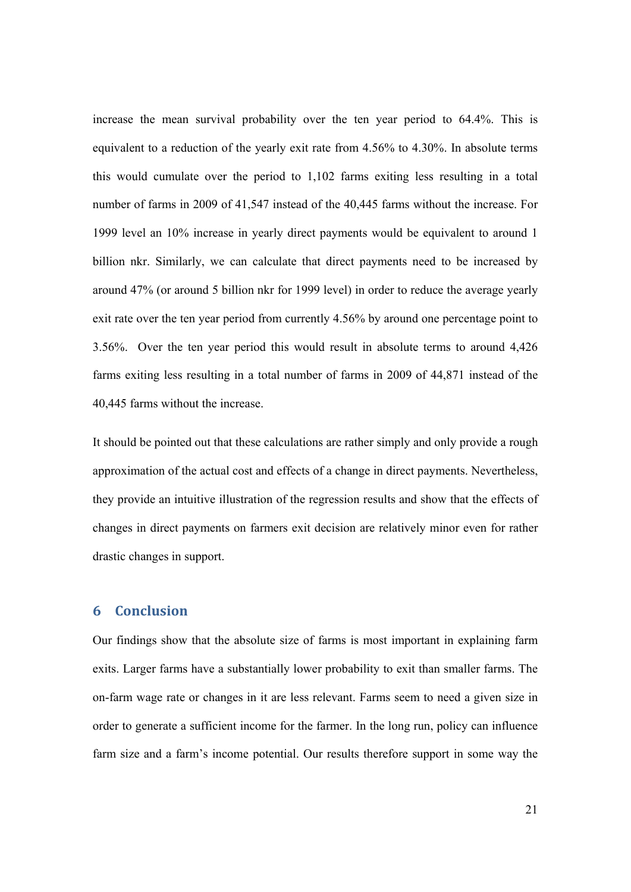increase the mean survival probability over the ten year period to 64.4%. This is equivalent to a reduction of the yearly exit rate from 4.56% to 4.30%. In absolute terms this would cumulate over the period to 1,102 farms exiting less resulting in a total number of farms in 2009 of 41,547 instead of the 40,445 farms without the increase. For 1999 level an 10% increase in yearly direct payments would be equivalent to around 1 billion nkr. Similarly, we can calculate that direct payments need to be increased by around 47% (or around 5 billion nkr for 1999 level) in order to reduce the average yearly exit rate over the ten year period from currently 4.56% by around one percentage point to 3.56%. Over the ten year period this would result in absolute terms to around 4,426 farms exiting less resulting in a total number of farms in 2009 of 44,871 instead of the 40,445 farms without the increase.

It should be pointed out that these calculations are rather simply and only provide a rough approximation of the actual cost and effects of a change in direct payments. Nevertheless, they provide an intuitive illustration of the regression results and show that the effects of changes in direct payments on farmers exit decision are relatively minor even for rather drastic changes in support.

## 6 Conclusion

Our findings show that the absolute size of farms is most important in explaining farm exits. Larger farms have a substantially lower probability to exit than smaller farms. The on-farm wage rate or changes in it are less relevant. Farms seem to need a given size in order to generate a sufficient income for the farmer. In the long run, policy can influence farm size and a farm's income potential. Our results therefore support in some way the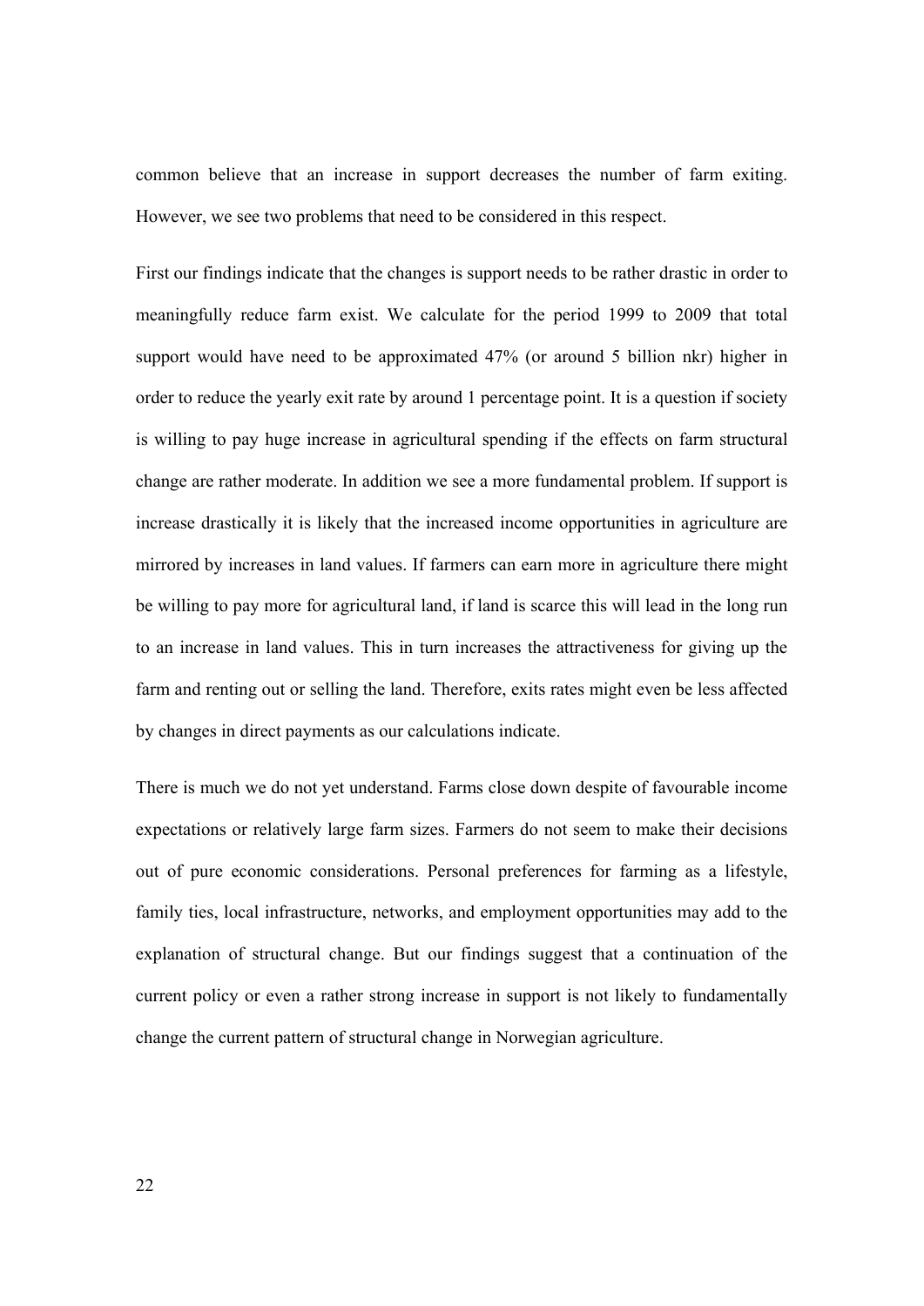common believe that an increase in support decreases the number of farm exiting. However, we see two problems that need to be considered in this respect.

First our findings indicate that the changes is support needs to be rather drastic in order to meaningfully reduce farm exist. We calculate for the period 1999 to 2009 that total support would have need to be approximated 47% (or around 5 billion nkr) higher in order to reduce the yearly exit rate by around 1 percentage point. It is a question if society is willing to pay huge increase in agricultural spending if the effects on farm structural change are rather moderate. In addition we see a more fundamental problem. If support is increase drastically it is likely that the increased income opportunities in agriculture are mirrored by increases in land values. If farmers can earn more in agriculture there might be willing to pay more for agricultural land, if land is scarce this will lead in the long run to an increase in land values. This in turn increases the attractiveness for giving up the farm and renting out or selling the land. Therefore, exits rates might even be less affected by changes in direct payments as our calculations indicate.

There is much we do not yet understand. Farms close down despite of favourable income expectations or relatively large farm sizes. Farmers do not seem to make their decisions out of pure economic considerations. Personal preferences for farming as a lifestyle, family ties, local infrastructure, networks, and employment opportunities may add to the explanation of structural change. But our findings suggest that a continuation of the current policy or even a rather strong increase in support is not likely to fundamentally change the current pattern of structural change in Norwegian agriculture.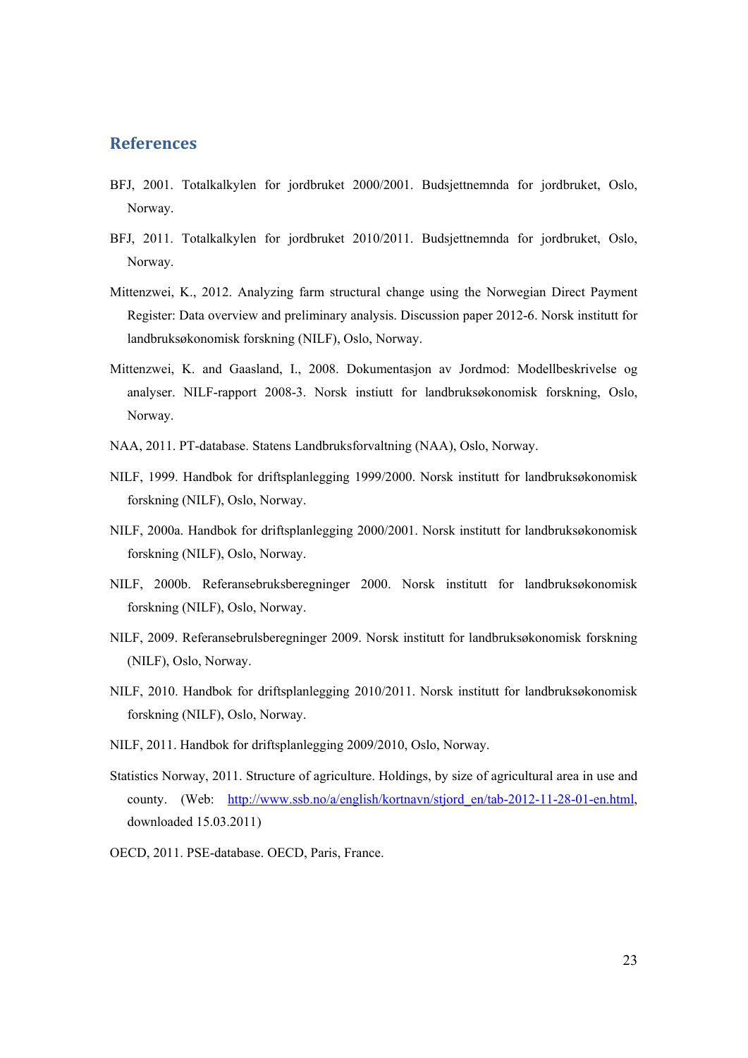## References

BFJ, 2001. Totalkalkylen for jordbruket 2000/2001. Budsjettnemnda for jordbruket, Oslo, Norway.

BFJ, 2011. Totalkalkylen for jordbruket 2010/2011. Budsjettnemnda for jordbruket, Oslo, Norway.

Mittenzwei, K., 2012. Analyzing farm structural change using the Norwegian Direct Payment Register: Data overview and preliminary analysis. Discussion paper 2012-6. Norsk institutt for landbruksøkonomisk forskning (NILF), Oslo, Norway.

Mittenzwei, K. and Gaasland, I., 2008. Dokumentasjon av Jordmod: Modellbeskrivelse og analyser. NILF-rapport 2008-3. Norsk instiutt for landbruksøkonomisk forskning, Oslo, Norway.

NAA, 2011. PT-database. Statens Landbruksforvaltning (NAA), Oslo, Norway.

NILF, 1999. Handbok for driftsplanlegging 1999/2000. Norsk institutt for landbruksøkonomisk forskning (NILF), Oslo, Norway.

NILF, 2000a. Handbok for driftsplanlegging 2000/2001. Norsk institutt for landbruksøkonomisk forskning (NILF), Oslo, Norway.

NILF, 2000b. Referansebruksberegninger 2000. Norsk institutt for landbruksøkonomisk forskning (NILF), Oslo, Norway.

NILF, 2009. Referansebrulsberegninger 2009. Norsk institutt for landbruksøkonomisk forskning (NILF), Oslo, Norway.

NILF, 2010. Handbok for driftsplanlegging 2010/2011. Norsk institutt for landbruksøkonomisk forskning (NILF), Oslo, Norway.

NILF, 2011. Handbok for driftsplanlegging 2009/2010, Oslo, Norway.

Statistics Norway, 2011. Structure of agriculture. Holdings, by size of agricultural area in use and county. (Web: http://www.ssb.no/a/english/kortnavn/stjord_en/tab-2012-11-28-01-en.html, downloaded 15.03.2011)

OECD, 2011. PSE-database. OECD, Paris, France.